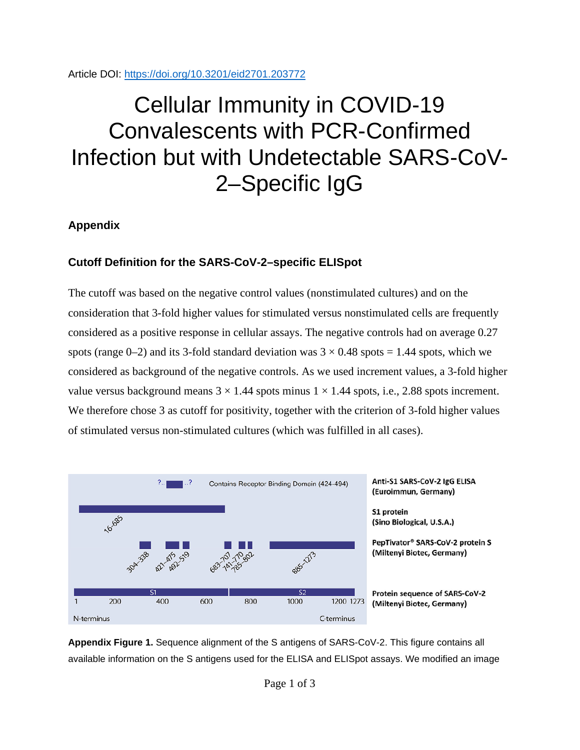Article DOI: https://doi.org/10.3201/eid2701.203772

# Cellular Immunity in COVID-19 Convalescents with PCR-Confirmed Infection but with Undetectable SARS-CoV-2–Specific IgG

## Appendix

### Cutoff Definition for the SARS-CoV-2–specific ELISpot

The cutoff was based on the negative control values (nonstimulated cultures) and on the consideration that 3-fold higher values for stimulated versus nonstimulated cells are frequently considered as a positive response in cellular assays. The negative controls had on average 0.27 spots (range 0–2) and its 3-fold standard deviation was $3 \times 0.48$ spots = 1.44 spots, which we considered as background of the negative controls. As we used increment values, a 3-fold higher value versus background means $3 \times 1.44$ spots minus $1 \times 1.44$ spots, i.e., 2.88 spots increment. We therefore chose 3 as cutoff for positivity, together with the criterion of 3-fold higher values of stimulated versus non-stimulated cultures (which was fulfilled in all cases).

**Appendix Figure 1.** Sequence alignment of the S antigens of SARS-CoV-2. This figure contains all available information on the S antigens used for the ELISA and ELISpot assays. We modified an image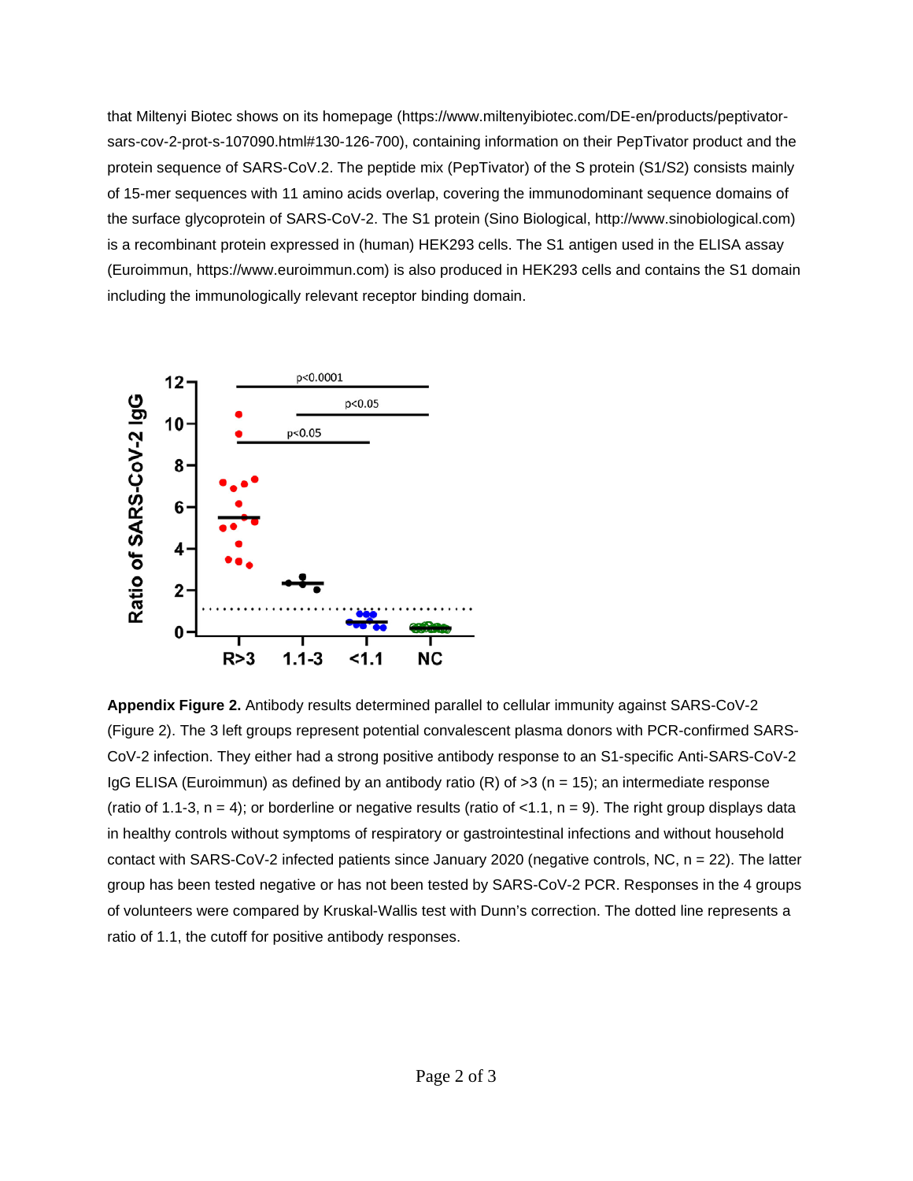that Miltenyi Biotec shows on its homepage (https://www.miltenyibiotec.com/DE-en/products/peptivator-sars-cov-2-prot-s-107090.html#130-126-700), containing information on their PepTivator product and the protein sequence of SARS-CoV.2. The peptide mix (PepTivator) of the S protein (S1/S2) consists mainly of 15-mer sequences with 11 amino acids overlap, covering the immunodominant sequence domains of the surface glycoprotein of SARS-CoV-2. The S1 protein (Sino Biological, http://www.sinobiological.com) is a recombinant protein expressed in (human) HEK293 cells. The S1 antigen used in the ELISA assay (Euroimmun, https://www.euroimmun.com) is also produced in HEK293 cells and contains the S1 domain including the immunologically relevant receptor binding domain.

**Appendix Figure 2.** Antibody results determined parallel to cellular immunity against SARS-CoV-2 (Figure 2). The 3 left groups represent potential convalescent plasma donors with PCR-confirmed SARS-CoV-2 infection. They either had a strong positive antibody response to an S1-specific Anti-SARS-CoV-2 IgG ELISA (Euroimmun) as defined by an antibody ratio (R) of >3 (n = 15); an intermediate response (ratio of 1.1-3, n = 4); or borderline or negative results (ratio of <1.1, n = 9). The right group displays data in healthy controls without symptoms of respiratory or gastrointestinal infections and without household contact with SARS-CoV-2 infected patients since January 2020 (negative controls, NC, n = 22). The latter group has been tested negative or has not been tested by SARS-CoV-2 PCR. Responses in the 4 groups of volunteers were compared by Kruskal-Wallis test with Dunn's correction. The dotted line represents a ratio of 1.1, the cutoff for positive antibody responses.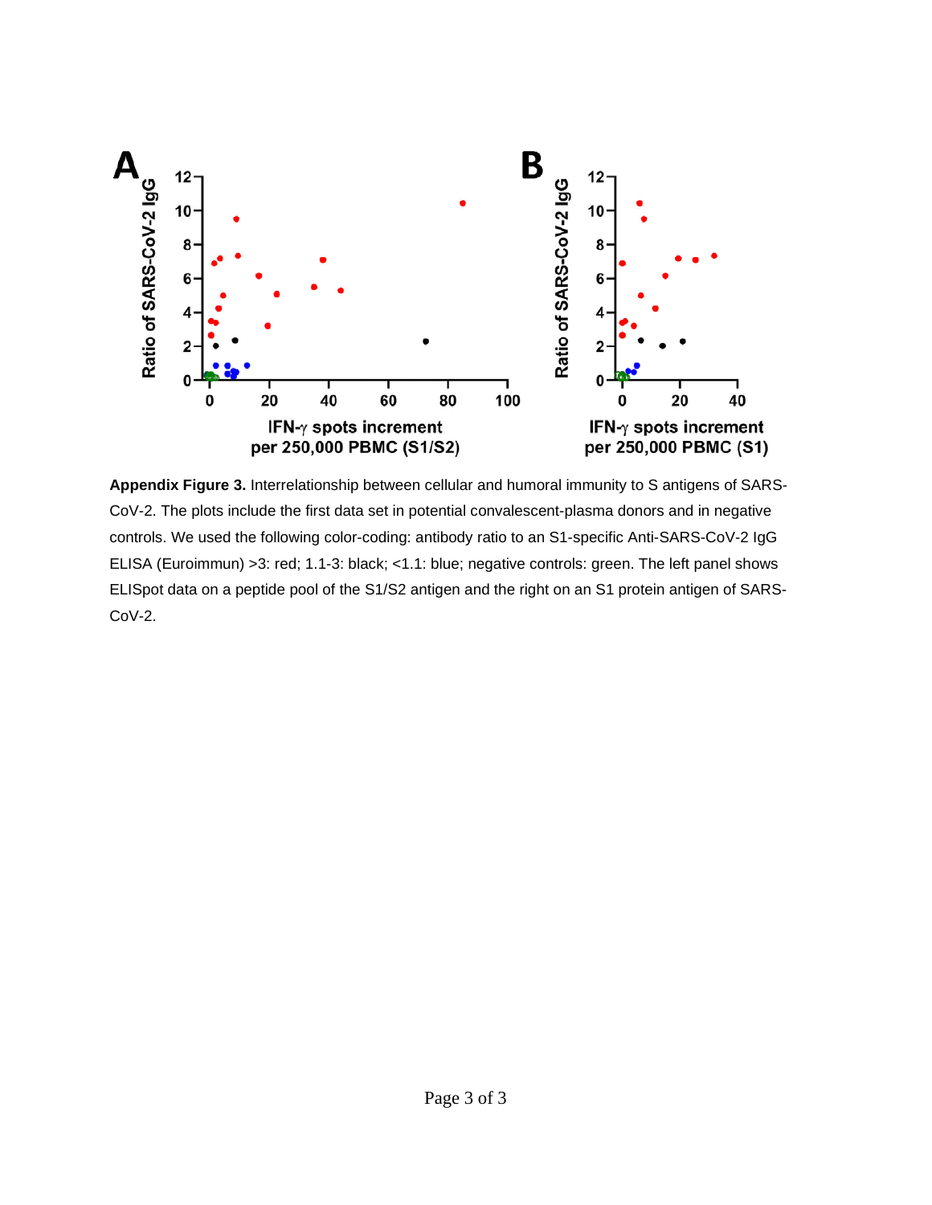A

Ratio of SARS-CoV-2 IgG

12
10
8
6
4
2
0

0 20 40 60 80 100

IFN-γ spots increment per 250,000 PBMC (S1/S2)

B

Ratio of SARS-CoV-2 IgG

12
10
8
6
4
2
0

0 20 40

IFN-γ spots increment per 250,000 PBMC (S1)

**Appendix Figure 3.** Interrelationship between cellular and humoral immunity to S antigens of SARS-CoV-2. The plots include the first data set in potential convalescent-plasma donors and in negative controls. We used the following color-coding: antibody ratio to an S1-specific Anti-SARS-CoV-2 IgG ELISA (Euroimmun) >3: red; 1.1-3: black; <1.1: blue; negative controls: green. The left panel shows ELISpot data on a peptide pool of the S1/S2 antigen and the right on an S1 protein antigen of SARS-CoV-2.